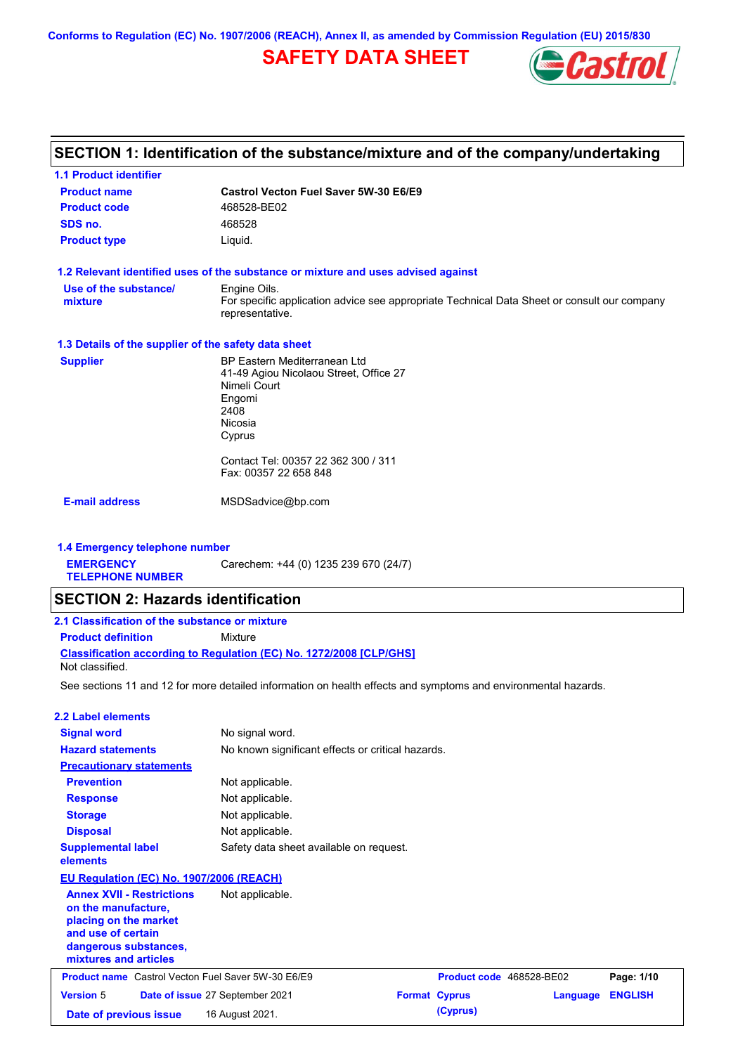Conforms to Regulation (EC) No. 1907/2006 (REACH), Annex II, as amended by Commission Regulation (EU) 2015/830

# SAFETY DATA SHEET

## SECTION 1: Identification of the substance/mixture and of the company/undertaking

### 1.1 Product identifier

**Product name** Castrol Vecton Fuel Saver 5W-30 E6/E9

**Product code** 468528-BE02

**SDS no.** 468528

**Product type** Liquid.

### 1.2 Relevant identified uses of the substance or mixture and uses advised against

**Use of the substance/mixture** Engine Oils.
For specific application advice see appropriate Technical Data Sheet or consult our company representative.

### 1.3 Details of the supplier of the safety data sheet

**Supplier**
BP Eastern Mediterranean Ltd
41-49 Agiou Nicolaou Street, Office 27
Nimeli Court
Engomi
2408
Nicosia
Cyprus

Contact Tel: 00357 22 362 300 / 311
Fax: 00357 22 658 848

**E-mail address** MSDSadvice@bp.com

### 1.4 Emergency telephone number

**EMERGENCY TELEPHONE NUMBER** Carechem: +44 (0) 1235 239 670 (24/7)

## SECTION 2: Hazards identification

### 2.1 Classification of the substance or mixture

**Product definition** Mixture

**Classification according to Regulation (EC) No. 1272/2008 [CLP/GHS]**

Not classified.

See sections 11 and 12 for more detailed information on health effects and symptoms and environmental hazards.

### 2.2 Label elements

**Signal word** No signal word.

**Hazard statements** No known significant effects or critical hazards.

**Precautionary statements**

**Prevention** Not applicable.

**Response** Not applicable.

**Storage** Not applicable.

**Disposal** Not applicable.

**Supplemental label elements** Safety data sheet available on request.

**EU Regulation (EC) No. 1907/2006 (REACH)**

**Annex XVII - Restrictions on the manufacture, placing on the market and use of certain dangerous substances, mixtures and articles** Not applicable.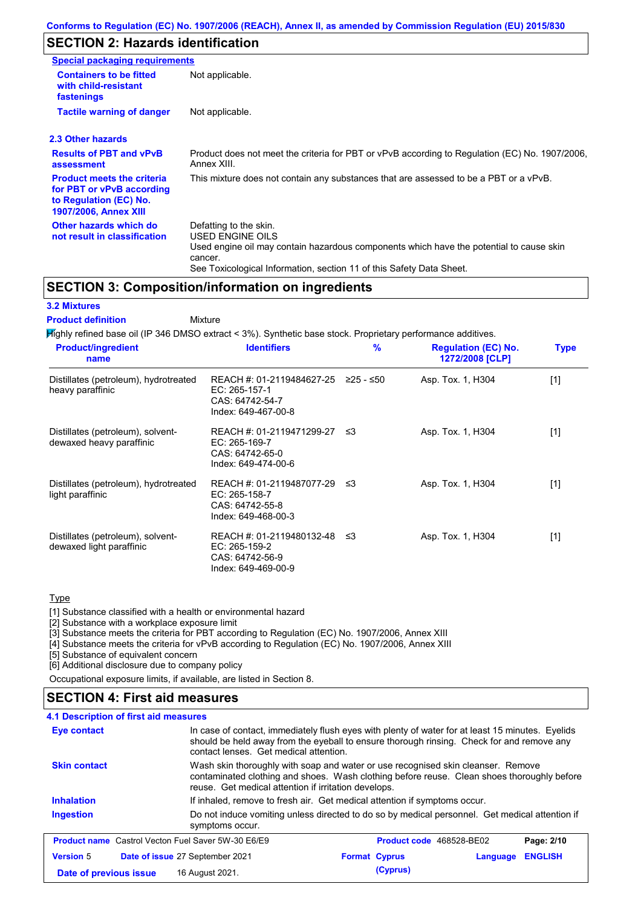## SECTION 2: Hazards identification

**Special packaging requirements**

| | |
|---|---|
| **Containers to be fitted with child-resistant fastenings** | Not applicable. |
| **Tactile warning of danger** | Not applicable. |

### 2.3 Other hazards

| | |
|---|---|
| **Results of PBT and vPvB assessment** | Product does not meet the criteria for PBT or vPvB according to Regulation (EC) No. 1907/2006, Annex XIII. |
| **Product meets the criteria for PBT or vPvB according to Regulation (EC) No. 1907/2006, Annex XIII** | This mixture does not contain any substances that are assessed to be a PBT or a vPvB. |
| **Other hazards which do not result in classification** | Defatting to the skin.<br>USED ENGINE OILS<br>Used engine oil may contain hazardous components which have the potential to cause skin cancer.<br>See Toxicological Information, section 11 of this Safety Data Sheet. |

## SECTION 3: Composition/information on ingredients

### 3.2 Mixtures

**Product definition** Mixture

Highly refined base oil (IP 346 DMSO extract < 3%). Synthetic base stock. Proprietary performance additives.

| Product/ingredient name | Identifiers | % | Regulation (EC) No. 1272/2008 [CLP] | Type |
|---|---|---|---|---|
| Distillates (petroleum), hydrotreated heavy paraffinic | REACH #: 01-2119484627-25<br>EC: 265-157-1<br>CAS: 64742-54-7<br>Index: 649-467-00-8 | ≥25 - ≤50 | Asp. Tox. 1, H304 | [1] |
| Distillates (petroleum), solvent-dewaxed heavy paraffinic | REACH #: 01-2119471299-27<br>EC: 265-169-7<br>CAS: 64742-65-0<br>Index: 649-474-00-6 | ≤3 | Asp. Tox. 1, H304 | [1] |
| Distillates (petroleum), hydrotreated light paraffinic | REACH #: 01-2119487077-29<br>EC: 265-158-7<br>CAS: 64742-55-8<br>Index: 649-468-00-3 | ≤3 | Asp. Tox. 1, H304 | [1] |
| Distillates (petroleum), solvent-dewaxed light paraffinic | REACH #: 01-2119480132-48<br>EC: 265-159-2<br>CAS: 64742-56-9<br>Index: 649-469-00-9 | ≤3 | Asp. Tox. 1, H304 | [1] |

Type

[1] Substance classified with a health or environmental hazard
[2] Substance with a workplace exposure limit
[3] Substance meets the criteria for PBT according to Regulation (EC) No. 1907/2006, Annex XIII
[4] Substance meets the criteria for vPvB according to Regulation (EC) No. 1907/2006, Annex XIII
[5] Substance of equivalent concern
[6] Additional disclosure due to company policy

Occupational exposure limits, if available, are listed in Section 8.

## SECTION 4: First aid measures

### 4.1 Description of first aid measures

| | |
|---|---|
| **Eye contact** | In case of contact, immediately flush eyes with plenty of water for at least 15 minutes. Eyelids should be held away from the eyeball to ensure thorough rinsing. Check for and remove any contact lenses. Get medical attention. |
| **Skin contact** | Wash skin thoroughly with soap and water or use recognised skin cleanser. Remove contaminated clothing and shoes. Wash clothing before reuse. Clean shoes thoroughly before reuse. Get medical attention if irritation develops. |
| **Inhalation** | If inhaled, remove to fresh air. Get medical attention if symptoms occur. |
| **Ingestion** | Do not induce vomiting unless directed to do so by medical personnel. Get medical attention if symptoms occur. |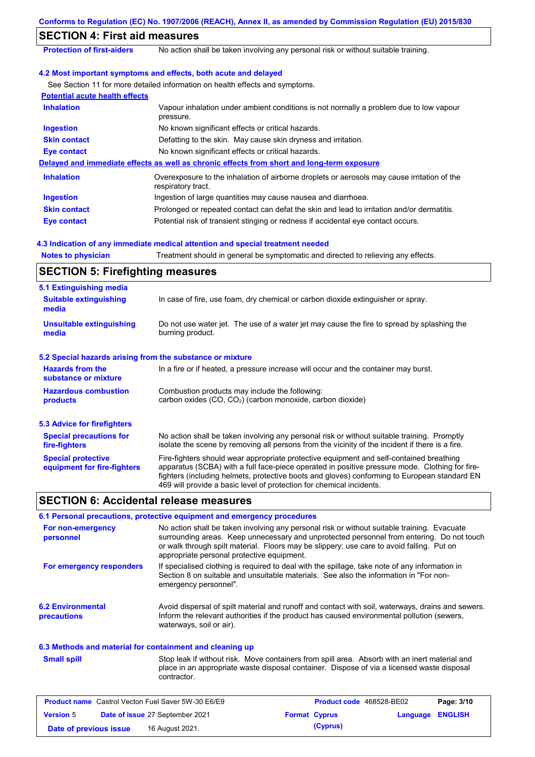## SECTION 4: First aid measures

| | |
|---|---|
| **Protection of first-aiders** | No action shall be taken involving any personal risk or without suitable training. |

### 4.2 Most important symptoms and effects, both acute and delayed

See Section 11 for more detailed information on health effects and symptoms.

**Potential acute health effects**

| | |
|---|---|
| **Inhalation** | Vapour inhalation under ambient conditions is not normally a problem due to low vapour pressure. |
| **Ingestion** | No known significant effects or critical hazards. |
| **Skin contact** | Defatting to the skin. May cause skin dryness and irritation. |
| **Eye contact** | No known significant effects or critical hazards. |

**Delayed and immediate effects as well as chronic effects from short and long-term exposure**

| | |
|---|---|
| **Inhalation** | Overexposure to the inhalation of airborne droplets or aerosols may cause irritation of the respiratory tract. |
| **Ingestion** | Ingestion of large quantities may cause nausea and diarrhoea. |
| **Skin contact** | Prolonged or repeated contact can defat the skin and lead to irritation and/or dermatitis. |
| **Eye contact** | Potential risk of transient stinging or redness if accidental eye contact occurs. |

### 4.3 Indication of any immediate medical attention and special treatment needed

| | |
|---|---|
| **Notes to physician** | Treatment should in general be symptomatic and directed to relieving any effects. |

## SECTION 5: Firefighting measures

### 5.1 Extinguishing media

| | |
|---|---|
| **Suitable extinguishing media** | In case of fire, use foam, dry chemical or carbon dioxide extinguisher or spray. |
| **Unsuitable extinguishing media** | Do not use water jet. The use of a water jet may cause the fire to spread by splashing the burning product. |

### 5.2 Special hazards arising from the substance or mixture

| | |
|---|---|
| **Hazards from the substance or mixture** | In a fire or if heated, a pressure increase will occur and the container may burst. |
| **Hazardous combustion products** | Combustion products may include the following: carbon oxides (CO, $CO_2$) (carbon monoxide, carbon dioxide) |

### 5.3 Advice for firefighters

| | |
|---|---|
| **Special precautions for fire-fighters** | No action shall be taken involving any personal risk or without suitable training. Promptly isolate the scene by removing all persons from the vicinity of the incident if there is a fire. |
| **Special protective equipment for fire-fighters** | Fire-fighters should wear appropriate protective equipment and self-contained breathing apparatus (SCBA) with a full face-piece operated in positive pressure mode. Clothing for fire-fighters (including helmets, protective boots and gloves) conforming to European standard EN 469 will provide a basic level of protection for chemical incidents. |

## SECTION 6: Accidental release measures

### 6.1 Personal precautions, protective equipment and emergency procedures

| | |
|---|---|
| **For non-emergency personnel** | No action shall be taken involving any personal risk or without suitable training. Evacuate surrounding areas. Keep unnecessary and unprotected personnel from entering. Do not touch or walk through spilt material. Floors may be slippery; use care to avoid falling. Put on appropriate personal protective equipment. |
| **For emergency responders** | If specialised clothing is required to deal with the spillage, take note of any information in Section 8 on suitable and unsuitable materials. See also the information in "For non-emergency personnel". |

| | |
|---|---|
| **6.2 Environmental precautions** | Avoid dispersal of spilt material and runoff and contact with soil, waterways, drains and sewers. Inform the relevant authorities if the product has caused environmental pollution (sewers, waterways, soil or air). |

### 6.3 Methods and material for containment and cleaning up

| | |
|---|---|
| **Small spill** | Stop leak if without risk. Move containers from spill area. Absorb with an inert material and place in an appropriate waste disposal container. Dispose of via a licensed waste disposal contractor. |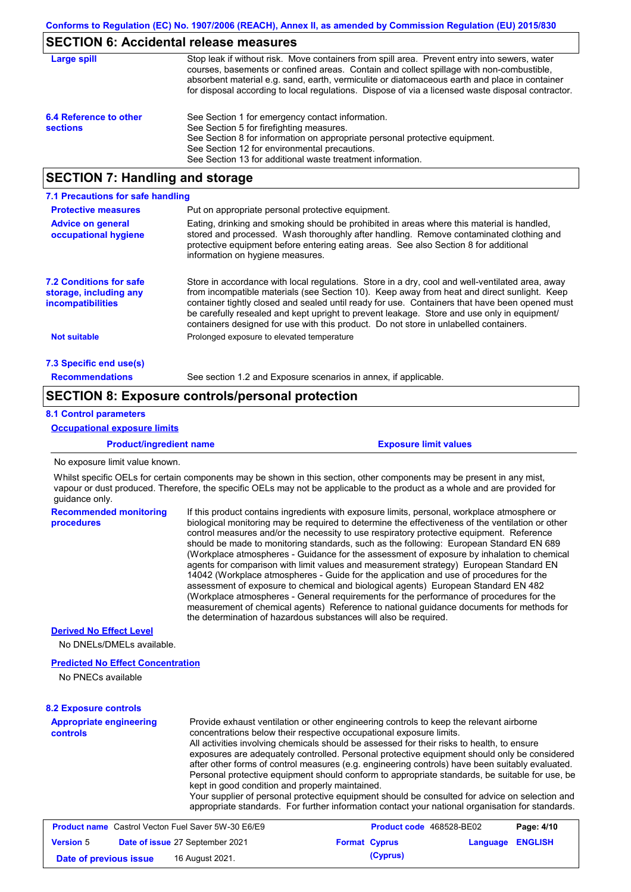## SECTION 6: Accidental release measures

**Large spill**

Stop leak if without risk. Move containers from spill area. Prevent entry into sewers, water courses, basements or confined areas. Contain and collect spillage with non-combustible, absorbent material e.g. sand, earth, vermiculite or diatomaceous earth and place in container for disposal according to local regulations. Dispose of via a licensed waste disposal contractor.

**6.4 Reference to other sections**

See Section 1 for emergency contact information.
See Section 5 for firefighting measures.
See Section 8 for information on appropriate personal protective equipment.
See Section 12 for environmental precautions.
See Section 13 for additional waste treatment information.

## SECTION 7: Handling and storage

### 7.1 Precautions for safe handling

**Protective measures**

Put on appropriate personal protective equipment.

**Advice on general occupational hygiene**

Eating, drinking and smoking should be prohibited in areas where this material is handled, stored and processed. Wash thoroughly after handling. Remove contaminated clothing and protective equipment before entering eating areas. See also Section 8 for additional information on hygiene measures.

**7.2 Conditions for safe storage, including any incompatibilities**

Store in accordance with local regulations. Store in a dry, cool and well-ventilated area, away from incompatible materials (see Section 10). Keep away from heat and direct sunlight. Keep container tightly closed and sealed until ready for use. Containers that have been opened must be carefully resealed and kept upright to prevent leakage. Store and use only in equipment/containers designed for use with this product. Do not store in unlabelled containers.

**Not suitable**

Prolonged exposure to elevated temperature

### 7.3 Specific end use(s)

**Recommendations**

See section 1.2 and Exposure scenarios in annex, if applicable.

## SECTION 8: Exposure controls/personal protection

### 8.1 Control parameters

**Occupational exposure limits**

| Product/ingredient name | Exposure limit values |
|---|---|

No exposure limit value known.

Whilst specific OELs for certain components may be shown in this section, other components may be present in any mist, vapour or dust produced. Therefore, the specific OELs may not be applicable to the product as a whole and are provided for guidance only.

**Recommended monitoring procedures**

If this product contains ingredients with exposure limits, personal, workplace atmosphere or biological monitoring may be required to determine the effectiveness of the ventilation or other control measures and/or the necessity to use respiratory protective equipment. Reference should be made to monitoring standards, such as the following: European Standard EN 689 (Workplace atmospheres - Guidance for the assessment of exposure by inhalation to chemical agents for comparison with limit values and measurement strategy) European Standard EN 14042 (Workplace atmospheres - Guide for the application and use of procedures for the assessment of exposure to chemical and biological agents) European Standard EN 482 (Workplace atmospheres - General requirements for the performance of procedures for the measurement of chemical agents) Reference to national guidance documents for methods for the determination of hazardous substances will also be required.

**Derived No Effect Level**

No DNELs/DMELs available.

**Predicted No Effect Concentration**

No PNECs available

### 8.2 Exposure controls

**Appropriate engineering controls**

Provide exhaust ventilation or other engineering controls to keep the relevant airborne concentrations below their respective occupational exposure limits.
All activities involving chemicals should be assessed for their risks to health, to ensure exposures are adequately controlled. Personal protective equipment should only be considered after other forms of control measures (e.g. engineering controls) have been suitably evaluated. Personal protective equipment should conform to appropriate standards, be suitable for use, be kept in good condition and properly maintained.
Your supplier of personal protective equipment should be consulted for advice on selection and appropriate standards. For further information contact your national organisation for standards.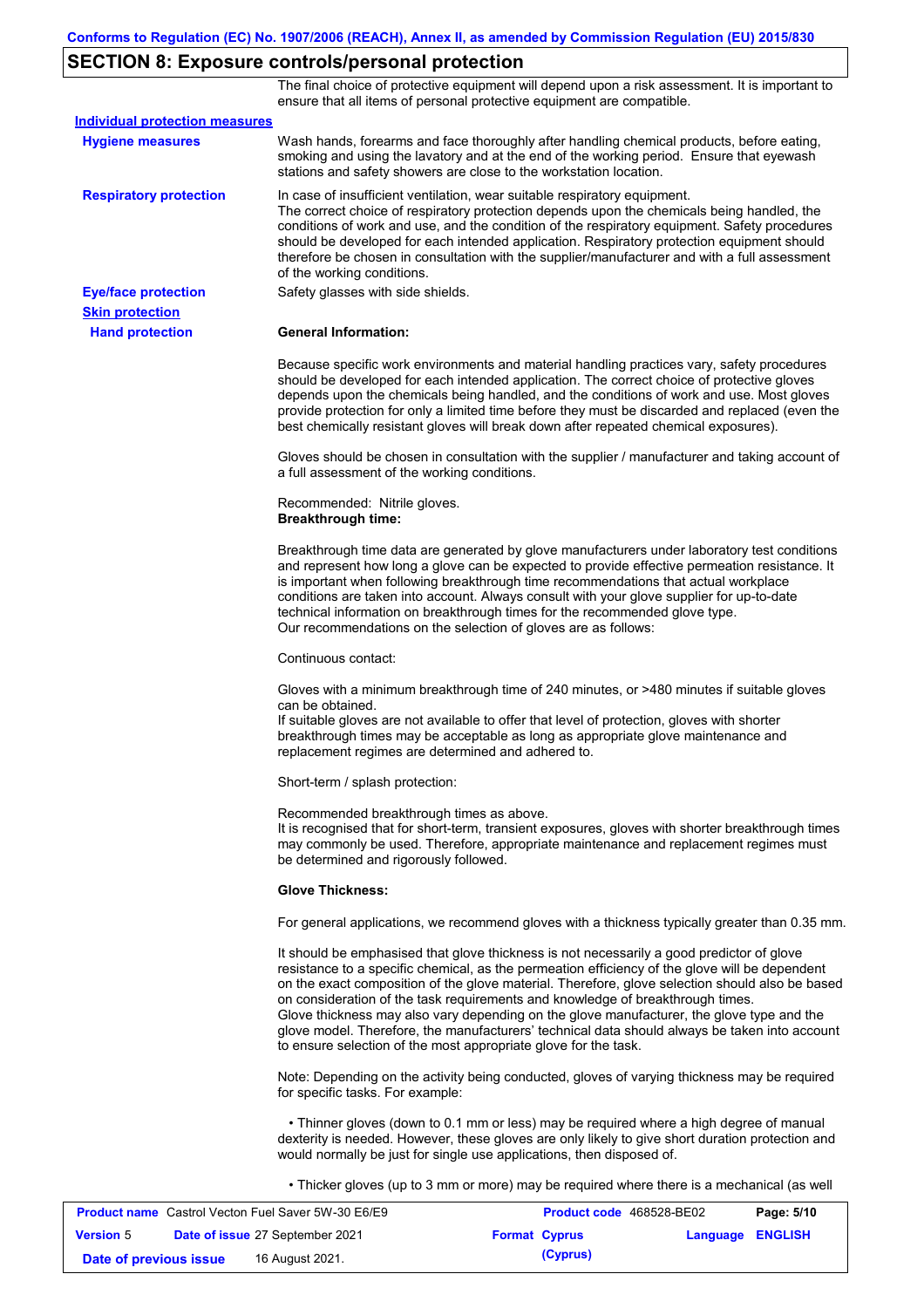## SECTION 8: Exposure controls/personal protection

The final choice of protective equipment will depend upon a risk assessment. It is important to ensure that all items of personal protective equipment are compatible.

**Individual protection measures**

**Hygiene measures**

Wash hands, forearms and face thoroughly after handling chemical products, before eating, smoking and using the lavatory and at the end of the working period. Ensure that eyewash stations and safety showers are close to the workstation location.

**Respiratory protection**

In case of insufficient ventilation, wear suitable respiratory equipment.
The correct choice of respiratory protection depends upon the chemicals being handled, the conditions of work and use, and the condition of the respiratory equipment. Safety procedures should be developed for each intended application. Respiratory protection equipment should therefore be chosen in consultation with the supplier/manufacturer and with a full assessment of the working conditions.

**Eye/face protection**

Safety glasses with side shields.

**Skin protection**

**Hand protection**

**General Information:**

Because specific work environments and material handling practices vary, safety procedures should be developed for each intended application. The correct choice of protective gloves depends upon the chemicals being handled, and the conditions of work and use. Most gloves provide protection for only a limited time before they must be discarded and replaced (even the best chemically resistant gloves will break down after repeated chemical exposures).

Gloves should be chosen in consultation with the supplier / manufacturer and taking account of a full assessment of the working conditions.

Recommended: Nitrile gloves.
**Breakthrough time:**

Breakthrough time data are generated by glove manufacturers under laboratory test conditions and represent how long a glove can be expected to provide effective permeation resistance. It is important when following breakthrough time recommendations that actual workplace conditions are taken into account. Always consult with your glove supplier for up-to-date technical information on breakthrough times for the recommended glove type.
Our recommendations on the selection of gloves are as follows:

Continuous contact:

Gloves with a minimum breakthrough time of 240 minutes, or >480 minutes if suitable gloves can be obtained.
If suitable gloves are not available to offer that level of protection, gloves with shorter breakthrough times may be acceptable as long as appropriate glove maintenance and replacement regimes are determined and adhered to.

Short-term / splash protection:

Recommended breakthrough times as above.
It is recognised that for short-term, transient exposures, gloves with shorter breakthrough times may commonly be used. Therefore, appropriate maintenance and replacement regimes must be determined and rigorously followed.

**Glove Thickness:**

For general applications, we recommend gloves with a thickness typically greater than 0.35 mm.

It should be emphasised that glove thickness is not necessarily a good predictor of glove resistance to a specific chemical, as the permeation efficiency of the glove will be dependent on the exact composition of the glove material. Therefore, glove selection should also be based on consideration of the task requirements and knowledge of breakthrough times.
Glove thickness may also vary depending on the glove manufacturer, the glove type and the glove model. Therefore, the manufacturers' technical data should always be taken into account to ensure selection of the most appropriate glove for the task.

Note: Depending on the activity being conducted, gloves of varying thickness may be required for specific tasks. For example:

- Thinner gloves (down to 0.1 mm or less) may be required where a high degree of manual dexterity is needed. However, these gloves are only likely to give short duration protection and would normally be just for single use applications, then disposed of.

- Thicker gloves (up to 3 mm or more) may be required where there is a mechanical (as well

| **Product name** Castrol Vecton Fuel Saver 5W-30 E6/E9 | **Product code** 468528-BE02 | |
|---|---|---|
| **Version** 5 **Date of issue** 27 September 2021 | **Format** Cyprus (Cyprus) | **Language** ENGLISH |
| **Date of previous issue** 16 August 2021. | | |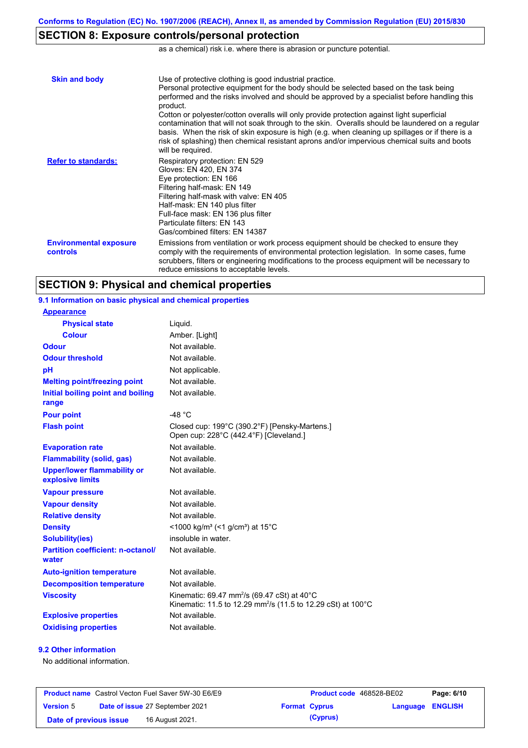## SECTION 8: Exposure controls/personal protection

as a chemical) risk i.e. where there is abrasion or puncture potential.

| | |
|---|---|
| **Skin and body** | Use of protective clothing is good industrial practice. Personal protective equipment for the body should be selected based on the task being performed and the risks involved and should be approved by a specialist before handling this product. Cotton or polyester/cotton overalls will only provide protection against light superficial contamination that will not soak through to the skin. Overalls should be laundered on a regular basis. When the risk of skin exposure is high (e.g. when cleaning up spillages or if there is a risk of splashing) then chemical resistant aprons and/or impervious chemical suits and boots will be required. |
| **Refer to standards:** | Respiratory protection: EN 529<br>Gloves: EN 420, EN 374<br>Eye protection: EN 166<br>Filtering half-mask: EN 149<br>Filtering half-mask with valve: EN 405<br>Half-mask: EN 140 plus filter<br>Full-face mask: EN 136 plus filter<br>Particulate filters: EN 143<br>Gas/combined filters: EN 14387 |
| **Environmental exposure controls** | Emissions from ventilation or work process equipment should be checked to ensure they comply with the requirements of environmental protection legislation. In some cases, fume scrubbers, filters or engineering modifications to the process equipment will be necessary to reduce emissions to acceptable levels. |

## SECTION 9: Physical and chemical properties

### 9.1 Information on basic physical and chemical properties

| | |
|---|---|
| **Appearance** | |
| **Physical state** | Liquid. |
| **Colour** | Amber. [Light] |
| **Odour** | Not available. |
| **Odour threshold** | Not available. |
| **pH** | Not applicable. |
| **Melting point/freezing point** | Not available. |
| **Initial boiling point and boiling range** | Not available. |
| **Pour point** | -48 °C |
| **Flash point** | Closed cup: 199°C (390.2°F) [Pensky-Martens.]<br>Open cup: 228°C (442.4°F) [Cleveland.] |
| **Evaporation rate** | Not available. |
| **Flammability (solid, gas)** | Not available. |
| **Upper/lower flammability or explosive limits** | Not available. |
| **Vapour pressure** | Not available. |
| **Vapour density** | Not available. |
| **Relative density** | Not available. |
| **Density** | <1000 kg/m³ (<1 g/cm³) at 15°C |
| **Solubility(ies)** | insoluble in water. |
| **Partition coefficient: n-octanol/water** | Not available. |
| **Auto-ignition temperature** | Not available. |
| **Decomposition temperature** | Not available. |
| **Viscosity** | Kinematic: 69.47 $mm^2/s$ (69.47 cSt) at 40°C<br>Kinematic: 11.5 to 12.29 $mm^2/s$ (11.5 to 12.29 cSt) at 100°C |
| **Explosive properties** | Not available. |
| **Oxidising properties** | Not available. |

### 9.2 Other information

No additional information.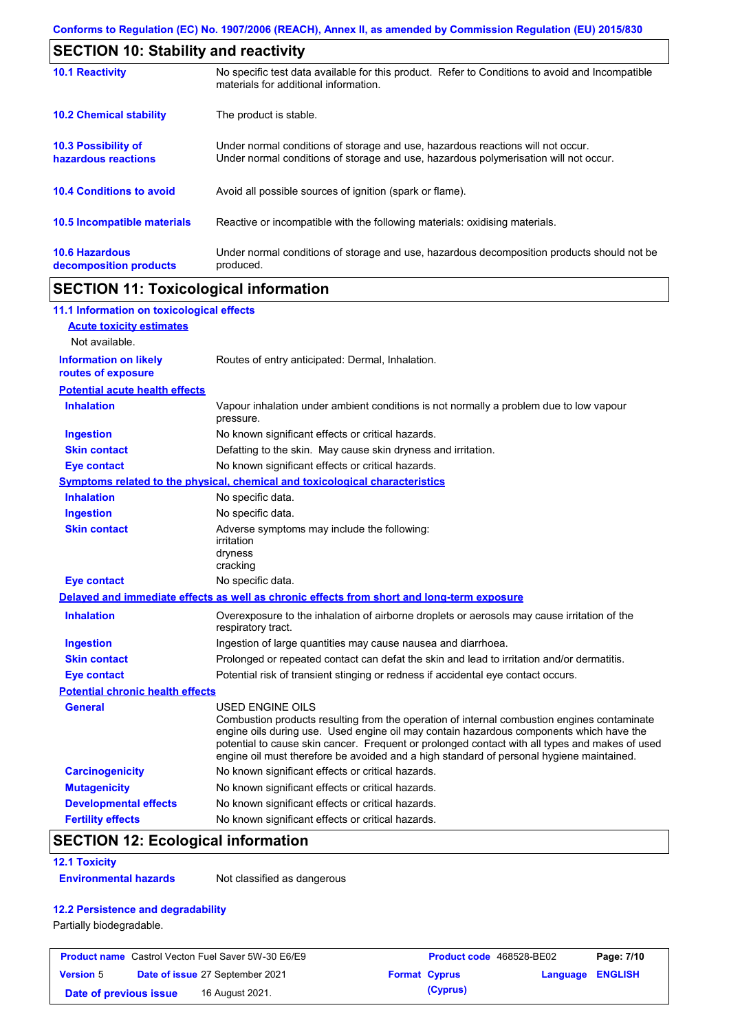## SECTION 10: Stability and reactivity

| | |
|---|---|
| **10.1 Reactivity** | No specific test data available for this product. Refer to Conditions to avoid and Incompatible materials for additional information. |
| **10.2 Chemical stability** | The product is stable. |
| **10.3 Possibility of hazardous reactions** | Under normal conditions of storage and use, hazardous reactions will not occur. Under normal conditions of storage and use, hazardous polymerisation will not occur. |
| **10.4 Conditions to avoid** | Avoid all possible sources of ignition (spark or flame). |
| **10.5 Incompatible materials** | Reactive or incompatible with the following materials: oxidising materials. |
| **10.6 Hazardous decomposition products** | Under normal conditions of storage and use, hazardous decomposition products should not be produced. |

## SECTION 11: Toxicological information

### 11.1 Information on toxicological effects

**Acute toxicity estimates**

Not available.

**Information on likely routes of exposure**: Routes of entry anticipated: Dermal, Inhalation.

**Potential acute health effects**

| | |
|---|---|
| **Inhalation** | Vapour inhalation under ambient conditions is not normally a problem due to low vapour pressure. |
| **Ingestion** | No known significant effects or critical hazards. |
| **Skin contact** | Defatting to the skin. May cause skin dryness and irritation. |
| **Eye contact** | No known significant effects or critical hazards. |

**Symptoms related to the physical, chemical and toxicological characteristics**

| | |
|---|---|
| **Inhalation** | No specific data. |
| **Ingestion** | No specific data. |
| **Skin contact** | Adverse symptoms may include the following:<br>irritation<br>dryness<br>cracking |
| **Eye contact** | No specific data. |

**Delayed and immediate effects as well as chronic effects from short and long-term exposure**

| | |
|---|---|
| **Inhalation** | Overexposure to the inhalation of airborne droplets or aerosols may cause irritation of the respiratory tract. |
| **Ingestion** | Ingestion of large quantities may cause nausea and diarrhoea. |
| **Skin contact** | Prolonged or repeated contact can defat the skin and lead to irritation and/or dermatitis. |
| **Eye contact** | Potential risk of transient stinging or redness if accidental eye contact occurs. |

**Potential chronic health effects**

| | |
|---|---|
| **General** | USED ENGINE OILS<br>Combustion products resulting from the operation of internal combustion engines contaminate engine oils during use. Used engine oil may contain hazardous components which have the potential to cause skin cancer. Frequent or prolonged contact with all types and makes of used engine oil must therefore be avoided and a high standard of personal hygiene maintained. |
| **Carcinogenicity** | No known significant effects or critical hazards. |
| **Mutagenicity** | No known significant effects or critical hazards. |
| **Developmental effects** | No known significant effects or critical hazards. |
| **Fertility effects** | No known significant effects or critical hazards. |

## SECTION 12: Ecological information

### 12.1 Toxicity

**Environmental hazards**: Not classified as dangerous

### 12.2 Persistence and degradability

Partially biodegradable.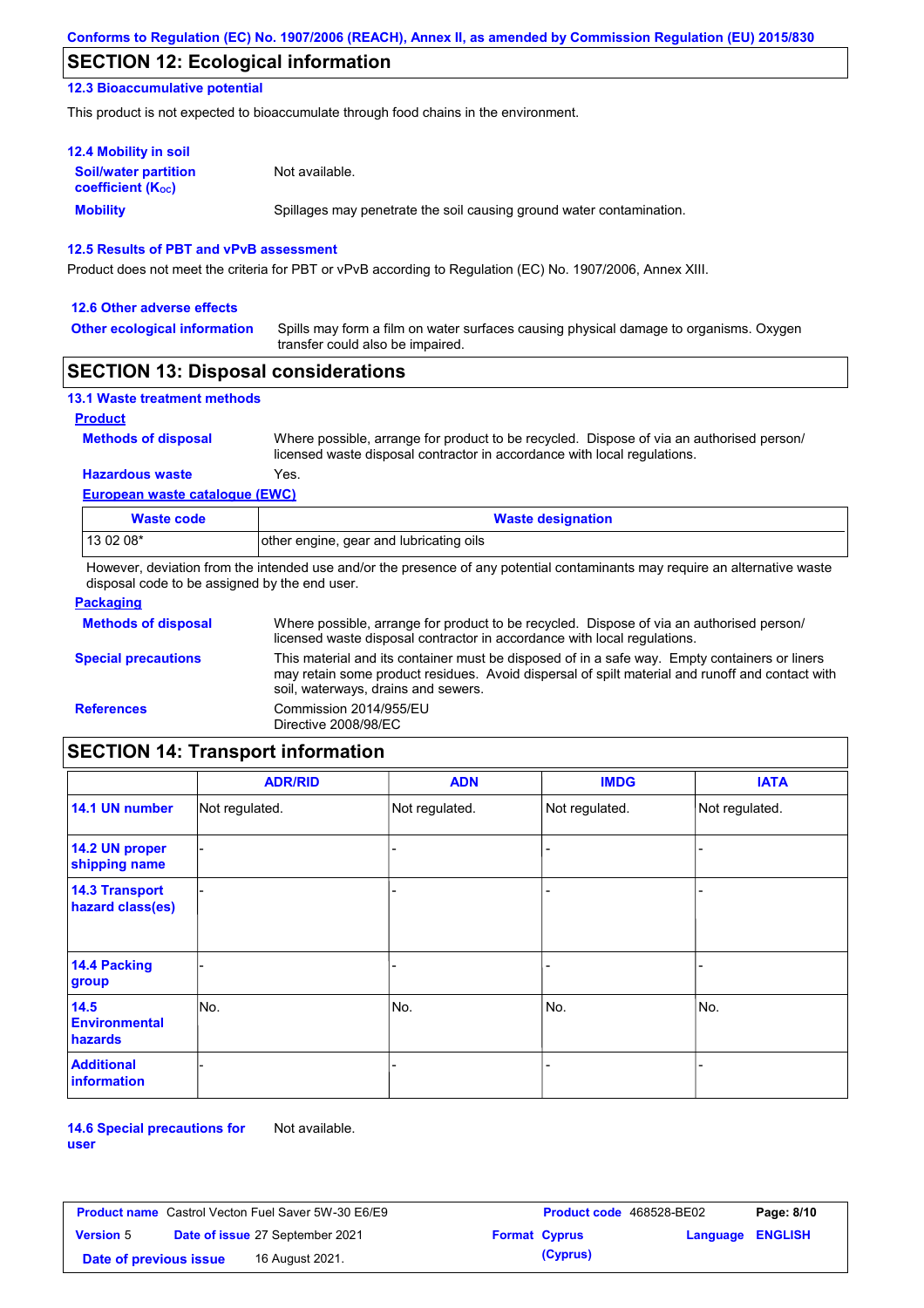## SECTION 12: Ecological information

### 12.3 Bioaccumulative potential

This product is not expected to bioaccumulate through food chains in the environment.

### 12.4 Mobility in soil

**Soil/water partition coefficient ($K_{OC}$)**: Not available.

**Mobility**: Spillages may penetrate the soil causing ground water contamination.

### 12.5 Results of PBT and vPvB assessment

Product does not meet the criteria for PBT or vPvB according to Regulation (EC) No. 1907/2006, Annex XIII.

### 12.6 Other adverse effects

**Other ecological information**: Spills may form a film on water surfaces causing physical damage to organisms. Oxygen transfer could also be impaired.

## SECTION 13: Disposal considerations

### 13.1 Waste treatment methods

**Product**

**Methods of disposal**: Where possible, arrange for product to be recycled. Dispose of via an authorised person/ licensed waste disposal contractor in accordance with local regulations.

**Hazardous waste**: Yes.

**European waste catalogue (EWC)**

| Waste code | Waste designation |
|---|---|
| 13 02 08* | other engine, gear and lubricating oils |

However, deviation from the intended use and/or the presence of any potential contaminants may require an alternative waste disposal code to be assigned by the end user.

**Packaging**

**Methods of disposal**: Where possible, arrange for product to be recycled. Dispose of via an authorised person/ licensed waste disposal contractor in accordance with local regulations.

**Special precautions**: This material and its container must be disposed of in a safe way. Empty containers or liners may retain some product residues. Avoid dispersal of spilt material and runoff and contact with soil, waterways, drains and sewers.

**References**: Commission 2014/955/EU
Directive 2008/98/EC

## SECTION 14: Transport information

| | ADR/RID | ADN | IMDG | IATA |
|---|---|---|---|---|
| 14.1 UN number | Not regulated. | Not regulated. | Not regulated. | Not regulated. |
| 14.2 UN proper shipping name | - | - | - | - |
| 14.3 Transport hazard class(es) | - | - | - | - |
| 14.4 Packing group | - | - | - | - |
| 14.5 Environmental hazards | No. | No. | No. | No. |
| Additional information | - | - | - | - |

**14.6 Special precautions for user**: Not available.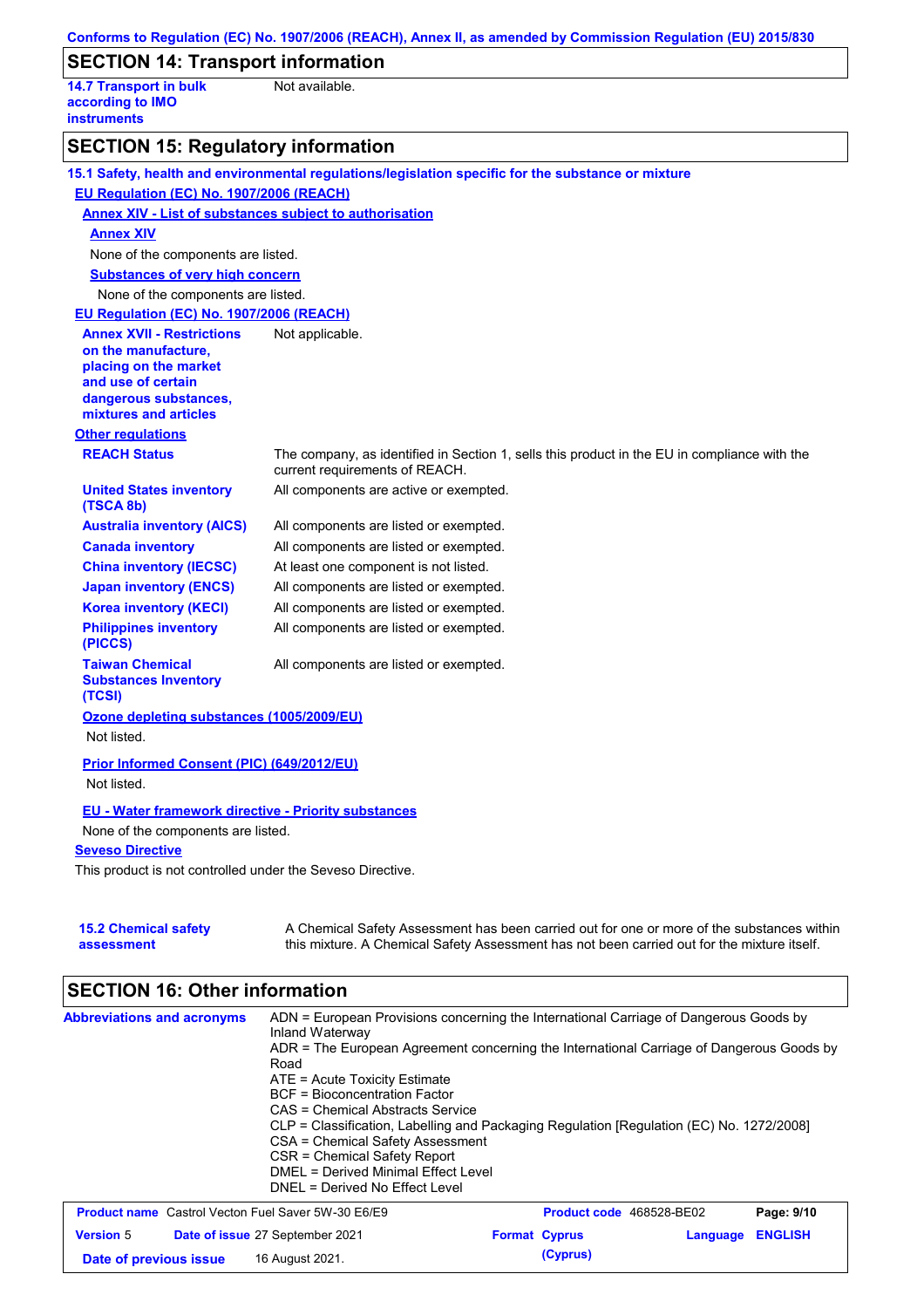## SECTION 14: Transport information

| | |
|---|---|
| **14.7 Transport in bulk according to IMO instruments** | Not available. |

## SECTION 15: Regulatory information

**15.1 Safety, health and environmental regulations/legislation specific for the substance or mixture**

**EU Regulation (EC) No. 1907/2006 (REACH)**

**Annex XIV - List of substances subject to authorisation**

**Annex XIV**

None of the components are listed.

**Substances of very high concern**

None of the components are listed.

**EU Regulation (EC) No. 1907/2006 (REACH)**

| | |
|---|---|
| **Annex XVII - Restrictions on the manufacture, placing on the market and use of certain dangerous substances, mixtures and articles** | Not applicable. |

**Other regulations**

| | |
|---|---|
| **REACH Status** | The company, as identified in Section 1, sells this product in the EU in compliance with the current requirements of REACH. |
| **United States inventory (TSCA 8b)** | All components are active or exempted. |
| **Australia inventory (AICS)** | All components are listed or exempted. |
| **Canada inventory** | All components are listed or exempted. |
| **China inventory (IECSC)** | At least one component is not listed. |
| **Japan inventory (ENCS)** | All components are listed or exempted. |
| **Korea inventory (KECI)** | All components are listed or exempted. |
| **Philippines inventory (PICCS)** | All components are listed or exempted. |
| **Taiwan Chemical Substances Inventory (TCSI)** | All components are listed or exempted. |

**Ozone depleting substances (1005/2009/EU)**

Not listed.

**Prior Informed Consent (PIC) (649/2012/EU)**

Not listed.

**EU - Water framework directive - Priority substances**

None of the components are listed.

**Seveso Directive**

This product is not controlled under the Seveso Directive.

| | |
|---|---|
| **15.2 Chemical safety assessment** | A Chemical Safety Assessment has been carried out for one or more of the substances within this mixture. A Chemical Safety Assessment has not been carried out for the mixture itself. |

## SECTION 16: Other information

**Abbreviations and acronyms**

ADN = European Provisions concerning the International Carriage of Dangerous Goods by Inland Waterway
ADR = The European Agreement concerning the International Carriage of Dangerous Goods by Road
ATE = Acute Toxicity Estimate
BCF = Bioconcentration Factor
CAS = Chemical Abstracts Service
CLP = Classification, Labelling and Packaging Regulation [Regulation (EC) No. 1272/2008]
CSA = Chemical Safety Assessment
CSR = Chemical Safety Report
DMEL = Derived Minimal Effect Level
DNEL = Derived No Effect Level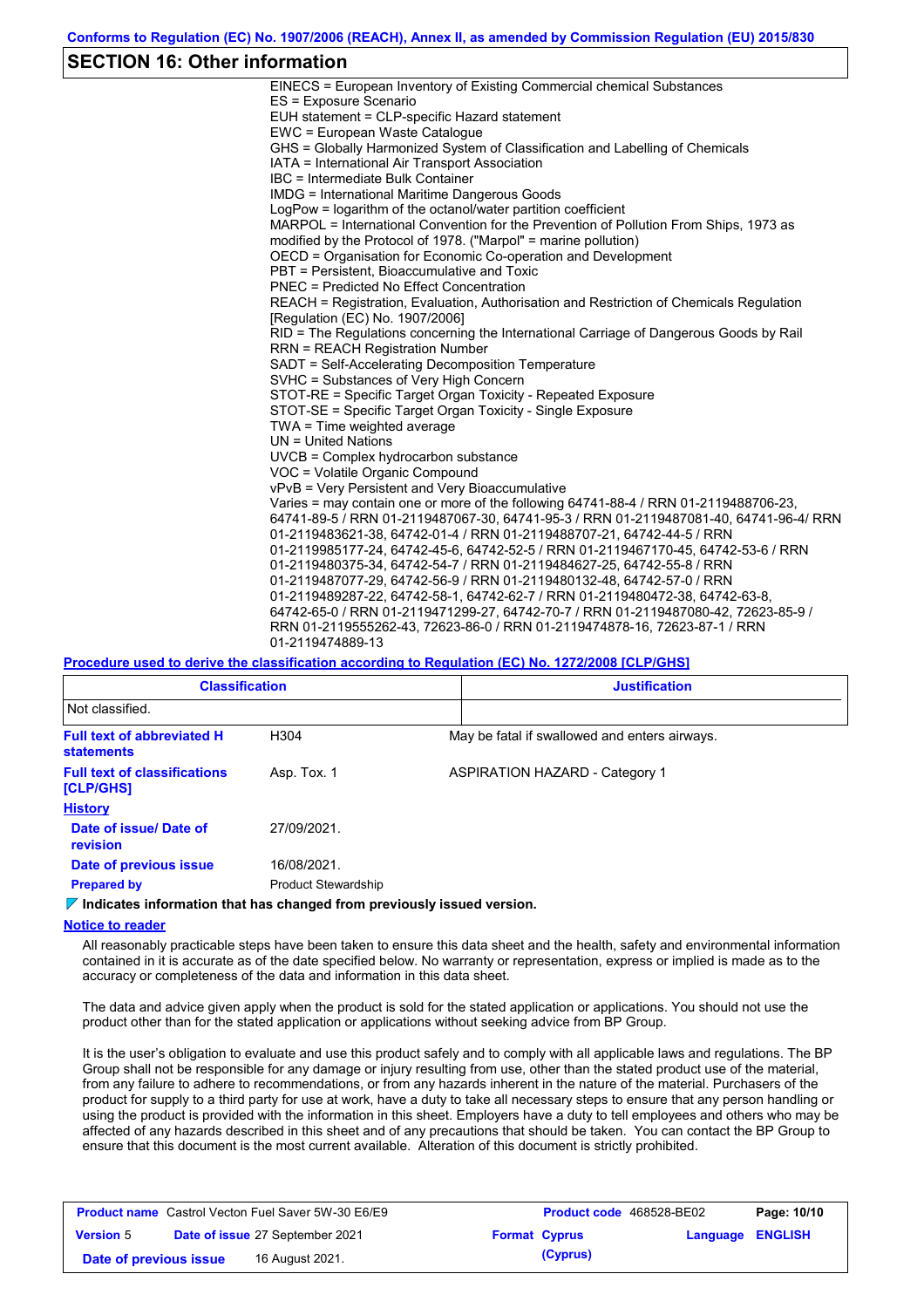## SECTION 16: Other information

EINECS = European Inventory of Existing Commercial chemical Substances
ES = Exposure Scenario
EUH statement = CLP-specific Hazard statement
EWC = European Waste Catalogue
GHS = Globally Harmonized System of Classification and Labelling of Chemicals
IATA = International Air Transport Association
IBC = Intermediate Bulk Container
IMDG = International Maritime Dangerous Goods
LogPow = logarithm of the octanol/water partition coefficient
MARPOL = International Convention for the Prevention of Pollution From Ships, 1973 as modified by the Protocol of 1978. ("Marpol" = marine pollution)
OECD = Organisation for Economic Co-operation and Development
PBT = Persistent, Bioaccumulative and Toxic
PNEC = Predicted No Effect Concentration
REACH = Registration, Evaluation, Authorisation and Restriction of Chemicals Regulation [Regulation (EC) No. 1907/2006]
RID = The Regulations concerning the International Carriage of Dangerous Goods by Rail
RRN = REACH Registration Number
SADT = Self-Accelerating Decomposition Temperature
SVHC = Substances of Very High Concern
STOT-RE = Specific Target Organ Toxicity - Repeated Exposure
STOT-SE = Specific Target Organ Toxicity - Single Exposure
TWA = Time weighted average
UN = United Nations
UVCB = Complex hydrocarbon substance
VOC = Volatile Organic Compound
vPvB = Very Persistent and Very Bioaccumulative
Varies = may contain one or more of the following 64741-88-4 / RRN 01-2119488706-23, 64741-89-5 / RRN 01-2119487067-30, 64741-95-3 / RRN 01-2119487081-40, 64741-96-4/ RRN 01-2119483621-38, 64742-01-4 / RRN 01-2119488707-21, 64742-44-5 / RRN 01-2119985177-24, 64742-45-6, 64742-52-5 / RRN 01-2119467170-45, 64742-53-6 / RRN 01-2119480375-34, 64742-54-7 / RRN 01-2119484627-25, 64742-55-8 / RRN 01-2119487077-29, 64742-56-9 / RRN 01-2119480132-48, 64742-57-0 / RRN 01-2119489287-22, 64742-58-1, 64742-62-7 / RRN 01-2119480472-38, 64742-63-8, 64742-65-0 / RRN 01-2119471299-27, 64742-70-7 / RRN 01-2119487080-42, 72623-85-9 / RRN 01-2119555262-43, 72623-86-0 / RRN 01-2119474878-16, 72623-87-1 / RRN 01-2119474889-13

**Procedure used to derive the classification according to Regulation (EC) No. 1272/2008 [CLP/GHS]**

| Classification | Justification |
|---|---|
| Not classified. | |

| | | |
|---|---|---|
| **Full text of abbreviated H statements** | H304 | May be fatal if swallowed and enters airways. |
| **Full text of classifications [CLP/GHS]** | Asp. Tox. 1 | ASPIRATION HAZARD - Category 1 |

**History**

| | |
|---|---|
| **Date of issue/ Date of revision** | 27/09/2021. |
| **Date of previous issue** | 16/08/2021. |
| **Prepared by** | Product Stewardship |

**Indicates information that has changed from previously issued version.**

**Notice to reader**

All reasonably practicable steps have been taken to ensure this data sheet and the health, safety and environmental information contained in it is accurate as of the date specified below. No warranty or representation, express or implied is made as to the accuracy or completeness of the data and information in this data sheet.

The data and advice given apply when the product is sold for the stated application or applications. You should not use the product other than for the stated application or applications without seeking advice from BP Group.

It is the user's obligation to evaluate and use this product safely and to comply with all applicable laws and regulations. The BP Group shall not be responsible for any damage or injury resulting from use, other than the stated product use of the material, from any failure to adhere to recommendations, or from any hazards inherent in the nature of the material. Purchasers of the product for supply to a third party for use at work, have a duty to take all necessary steps to ensure that any person handling or using the product is provided with the information in this sheet. Employers have a duty to tell employees and others who may be affected of any hazards described in this sheet and of any precautions that should be taken. You can contact the BP Group to ensure that this document is the most current available. Alteration of this document is strictly prohibited.